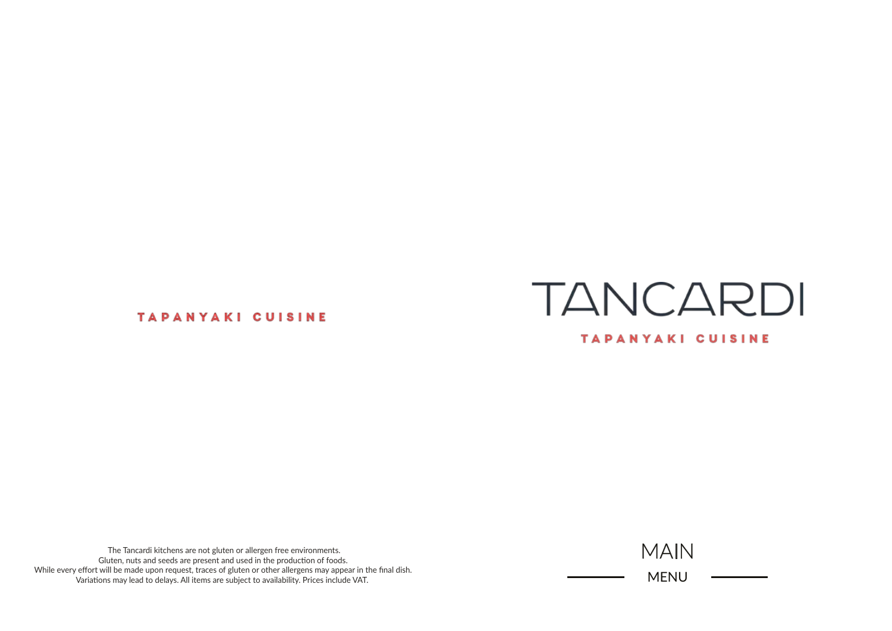TAPANYAKI CUISINE

The Tancardi kitchens are not gluten or allergen free environments.
Gluten, nuts and seeds are present and used in the production of foods.
While every effort will be made upon request, traces of gluten or other allergens may appear in the final dish.
Variations may lead to delays. All items are subject to availability. Prices include VAT.

# TANCARDI

TAPANYAKI CUISINE

## MAIN

MENU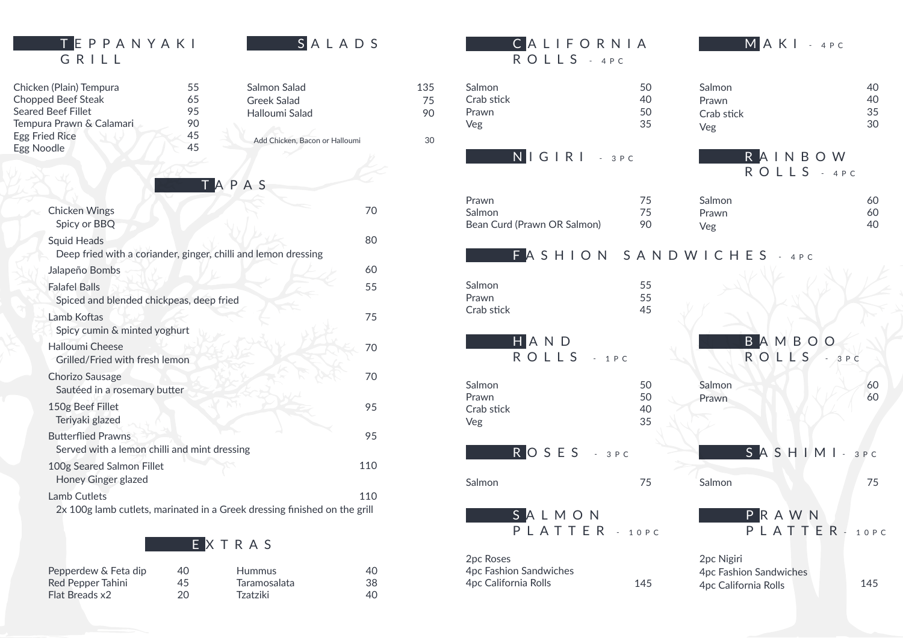## TEPPANYAKI GRILL

| | |
|---|---|
| Chicken (Plain) Tempura | 55 |
| Chopped Beef Steak | 65 |
| Seared Beef Fillet | 95 |
| Tempura Prawn & Calamari | 90 |
| Egg Fried Rice | 45 |
| Egg Noodle | 45 |

## SALADS

| | |
|---|---|
| Salmon Salad | 135 |
| Greek Salad | 75 |
| Halloumi Salad | 90 |
| Add Chicken, Bacon or Halloumi | 30 |

## TAPAS

| | |
|---|---|
| Chicken Wings<br>Spicy or BBQ | 70 |
| Squid Heads<br>Deep fried with a coriander, ginger, chilli and lemon dressing | 80 |
| Jalapeño Bombs | 60 |
| Falafel Balls<br>Spiced and blended chickpeas, deep fried | 55 |
| Lamb Koftas<br>Spicy cumin & minted yoghurt | 75 |
| Halloumi Cheese<br>Grilled/Fried with fresh lemon | 70 |
| Chorizo Sausage<br>Sautéed in a rosemary butter | 70 |
| 150g Beef Fillet<br>Teriyaki glazed | 95 |
| Butterflied Prawns<br>Served with a lemon chilli and mint dressing | 95 |
| 100g Seared Salmon Fillet<br>Honey Ginger glazed | 110 |
| Lamb Cutlets<br>2x 100g lamb cutlets, marinated in a Greek dressing finished on the grill | 110 |

## EXTRAS

| | |
|---|---|
| Pepperdew & Feta dip | 40 |
| Red Pepper Tahini | 45 |
| Flat Breads x2 | 20 |
| Hummus | 40 |
| Taramosalata | 38 |
| Tzatziki | 40 |

## CALIFORNIA ROLLS - 4PC

| | |
|---|---|
| Salmon | 50 |
| Crab stick | 40 |
| Prawn | 50 |
| Veg | 35 |

## MAKI - 4PC

| | |
|---|---|
| Salmon | 40 |
| Prawn | 40 |
| Crab stick | 35 |
| Veg | 30 |

## NIGIRI - 3PC

| | |
|---|---|
| Prawn | 75 |
| Salmon | 75 |
| Bean Curd (Prawn OR Salmon) | 90 |

## RAINBOW ROLLS - 4PC

| | |
|---|---|
| Salmon | 60 |
| Prawn | 60 |
| Veg | 40 |

## FASHION SANDWICHES - 4PC

| | |
|---|---|
| Salmon | 55 |
| Prawn | 55 |
| Crab stick | 45 |

## HAND ROLLS - 1PC

| | |
|---|---|
| Salmon | 50 |
| Prawn | 50 |
| Crab stick | 40 |
| Veg | 35 |

## BAMBOO ROLLS - 3PC

| | |
|---|---|
| Salmon | 60 |
| Prawn | 60 |

## ROSES - 3PC

| | |
|---|---|
| Salmon | 75 |

## SASHIMI - 3PC

| | |
|---|---|
| Salmon | 75 |

## SALMON PLATTER - 10PC

2pc Roses
4pc Fashion Sandwiches
4pc California Rolls — 145

## PRAWN PLATTER - 10PC

2pc Nigiri
4pc Fashion Sandwiches
4pc California Rolls — 145